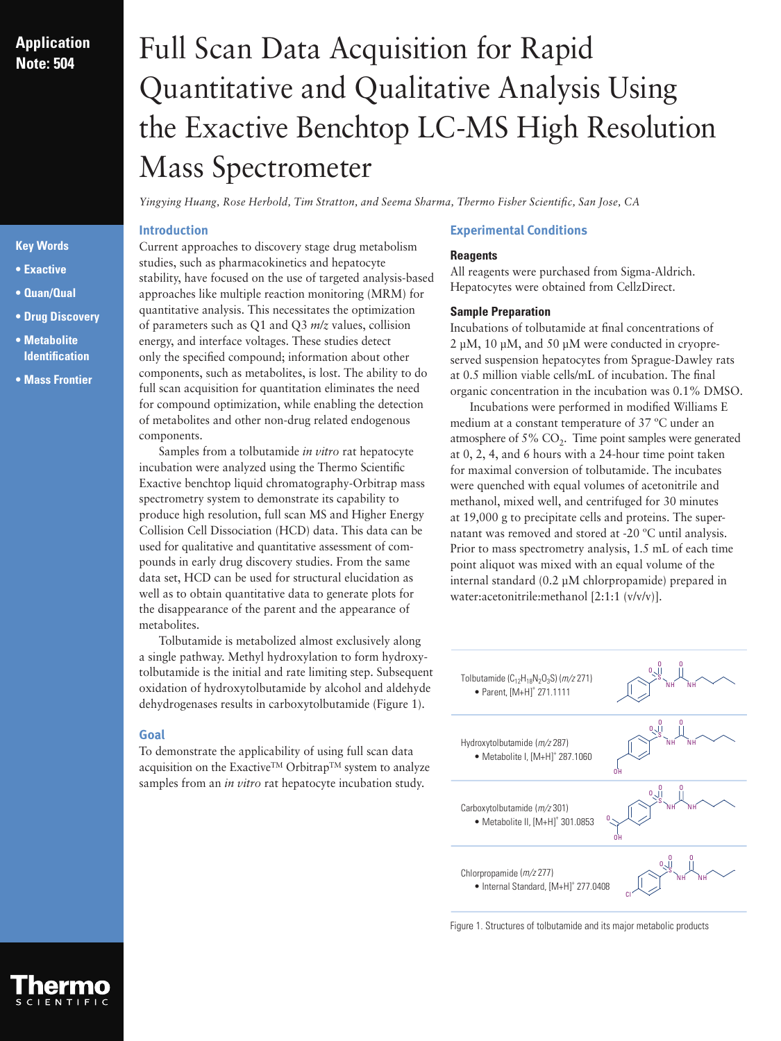**Application Note: 504**

# Full Scan Data Acquisition for Rapid Quantitative and Qualitative Analysis Using the Exactive Benchtop LC-MS High Resolution Mass Spectrometer

*Yingying Huang, Rose Herbold, Tim Stratton, and Seema Sharma, Thermo Fisher Scientific, San Jose, CA*

**Key Words**

- Exactive
- Quan/Qual
- Drug Discovery
- Metabolite Identification
- Mass Frontier

## Introduction

Current approaches to discovery stage drug metabolism studies, such as pharmacokinetics and hepatocyte stability, have focused on the use of targeted analysis-based approaches like multiple reaction monitoring (MRM) for quantitative analysis. This necessitates the optimization of parameters such as Q1 and Q3 *m/z* values, collision energy, and interface voltages. These studies detect only the specified compound; information about other components, such as metabolites, is lost. The ability to do full scan acquisition for quantitation eliminates the need for compound optimization, while enabling the detection of metabolites and other non-drug related endogenous components.

Samples from a tolbutamide *in vitro* rat hepatocyte incubation were analyzed using the Thermo Scientific Exactive benchtop liquid chromatography-Orbitrap mass spectrometry system to demonstrate its capability to produce high resolution, full scan MS and Higher Energy Collision Cell Dissociation (HCD) data. This data can be used for qualitative and quantitative assessment of compounds in early drug discovery studies. From the same data set, HCD can be used for structural elucidation as well as to obtain quantitative data to generate plots for the disappearance of the parent and the appearance of metabolites.

Tolbutamide is metabolized almost exclusively along a single pathway. Methyl hydroxylation to form hydroxytolbutamide is the initial and rate limiting step. Subsequent oxidation of hydroxytolbutamide by alcohol and aldehyde dehydrogenases results in carboxytolbutamide (Figure 1).

## Goal

To demonstrate the applicability of using full scan data acquisition on the Exactive™ Orbitrap™ system to analyze samples from an *in vitro* rat hepatocyte incubation study.

## Experimental Conditions

### Reagents

All reagents were purchased from Sigma-Aldrich. Hepatocytes were obtained from CellzDirect.

### Sample Preparation

Incubations of tolbutamide at final concentrations of 2 µM, 10 µM, and 50 µM were conducted in cryopreserved suspension hepatocytes from Sprague-Dawley rats at 0.5 million viable cells/mL of incubation. The final organic concentration in the incubation was 0.1% DMSO.

Incubations were performed in modified Williams E medium at a constant temperature of 37 ºC under an atmosphere of 5% $CO_2$. Time point samples were generated at 0, 2, 4, and 6 hours with a 24-hour time point taken for maximal conversion of tolbutamide. The incubates were quenched with equal volumes of acetonitrile and methanol, mixed well, and centrifuged for 30 minutes at 19,000 g to precipitate cells and proteins. The supernatant was removed and stored at -20 ºC until analysis. Prior to mass spectrometry analysis, 1.5 mL of each time point aliquot was mixed with an equal volume of the internal standard (0.2 µM chlorpropamide) prepared in water:acetonitrile:methanol [2:1:1 (v/v/v)].

Tolbutamide ($C_{12}H_{18}N_2O_3S$) (*m/z* 271)
- Parent, $[M+H]^+$ 271.1111

Hydroxytolbutamide (*m/z* 287)
- Metabolite I, $[M+H]^+$ 287.1060

Carboxytolbutamide (*m/z* 301)
- Metabolite II, $[M+H]^+$ 301.0853

Chlorpropamide (*m/z* 277)
- Internal Standard, $[M+H]^+$ 277.0408

Figure 1. Structures of tolbutamide and its major metabolic products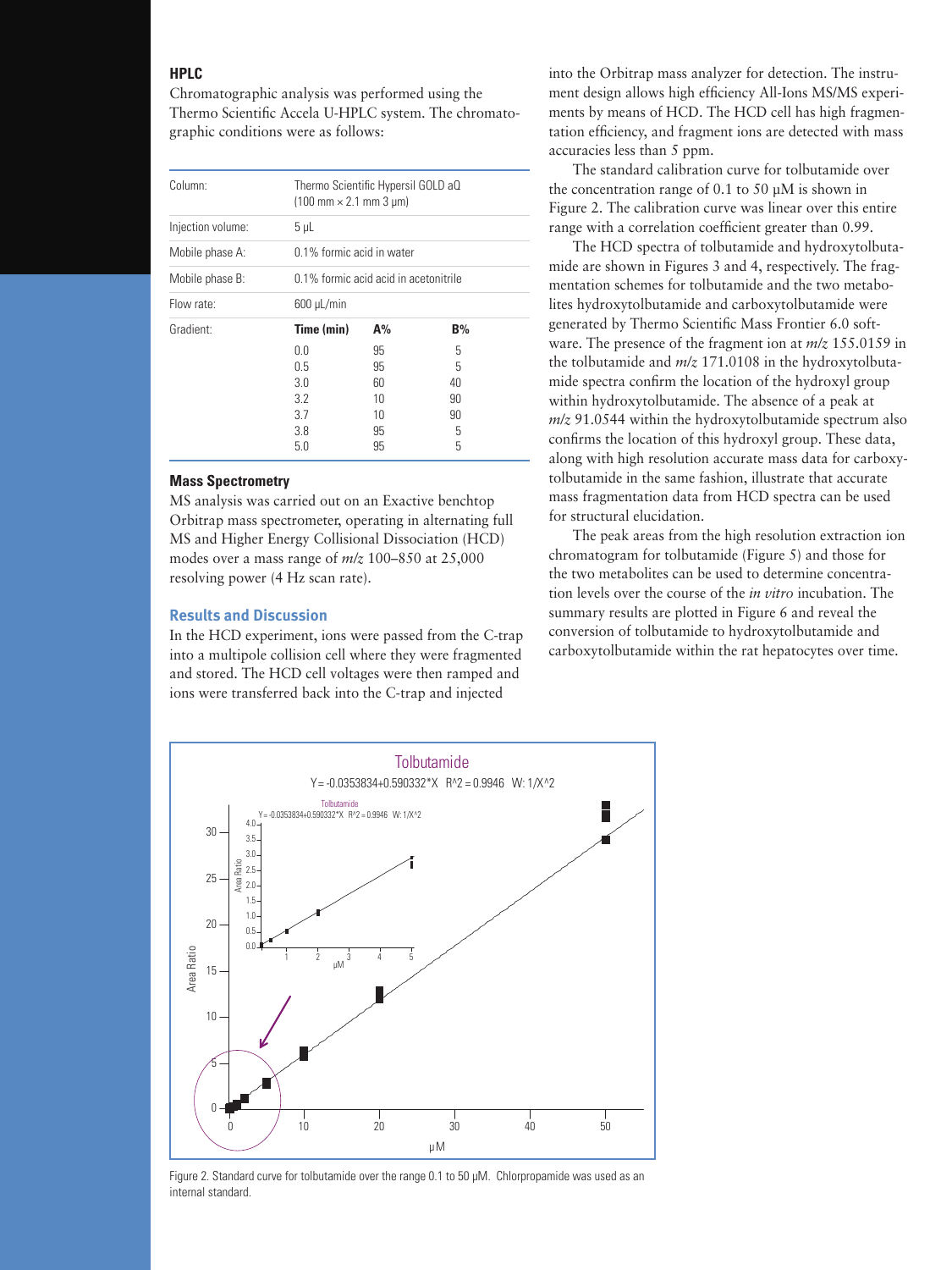### HPLC

Chromatographic analysis was performed using the Thermo Scientific Accela U-HPLC system. The chromatographic conditions were as follows:

| | | | |
|---|---|---|---|
| Column: | Thermo Scientific Hypersil GOLD aQ (100 mm × 2.1 mm 3 µm) | | |
| Injection volume: | 5 µL | | |
| Mobile phase A: | 0.1% formic acid in water | | |
| Mobile phase B: | 0.1% formic acid acid in acetonitrile | | |
| Flow rate: | 600 µL/min | | |
| Gradient: | **Time (min)** | **A%** | **B%** |
| | 0.0 | 95 | 5 |
| | 0.5 | 95 | 5 |
| | 3.0 | 60 | 40 |
| | 3.2 | 10 | 90 |
| | 3.7 | 10 | 90 |
| | 3.8 | 95 | 5 |
| | 5.0 | 95 | 5 |

### Mass Spectrometry

MS analysis was carried out on an Exactive benchtop Orbitrap mass spectrometer, operating in alternating full MS and Higher Energy Collisional Dissociation (HCD) modes over a mass range of *m/z* 100–850 at 25,000 resolving power (4 Hz scan rate).

### Results and Discussion

In the HCD experiment, ions were passed from the C-trap into a multipole collision cell where they were fragmented and stored. The HCD cell voltages were then ramped and ions were transferred back into the C-trap and injected into the Orbitrap mass analyzer for detection. The instrument design allows high efficiency All-Ions MS/MS experiments by means of HCD. The HCD cell has high fragmentation efficiency, and fragment ions are detected with mass accuracies less than 5 ppm.

The standard calibration curve for tolbutamide over the concentration range of 0.1 to 50 µM is shown in Figure 2. The calibration curve was linear over this entire range with a correlation coefficient greater than 0.99.

The HCD spectra of tolbutamide and hydroxytolbutamide are shown in Figures 3 and 4, respectively. The fragmentation schemes for tolbutamide and the two metabolites hydroxytolbutamide and carboxytolbutamide were generated by Thermo Scientific Mass Frontier 6.0 software. The presence of the fragment ion at *m/z* 155.0159 in the tolbutamide and *m/z* 171.0108 in the hydroxytolbutamide spectra confirm the location of the hydroxyl group within hydroxytolbutamide. The absence of a peak at *m/z* 91.0544 within the hydroxytolbutamide spectrum also confirms the location of this hydroxyl group. These data, along with high resolution accurate mass data for carboxytolbutamide in the same fashion, illustrate that accurate mass fragmentation data from HCD spectra can be used for structural elucidation.

The peak areas from the high resolution extraction ion chromatogram for tolbutamide (Figure 5) and those for the two metabolites can be used to determine concentration levels over the course of the *in vitro* incubation. The summary results are plotted in Figure 6 and reveal the conversion of tolbutamide to hydroxytolbutamide and carboxytolbutamide within the rat hepatocytes over time.

Figure 2. Standard curve for tolbutamide over the range 0.1 to 50 µM. Chlorpropamide was used as an internal standard.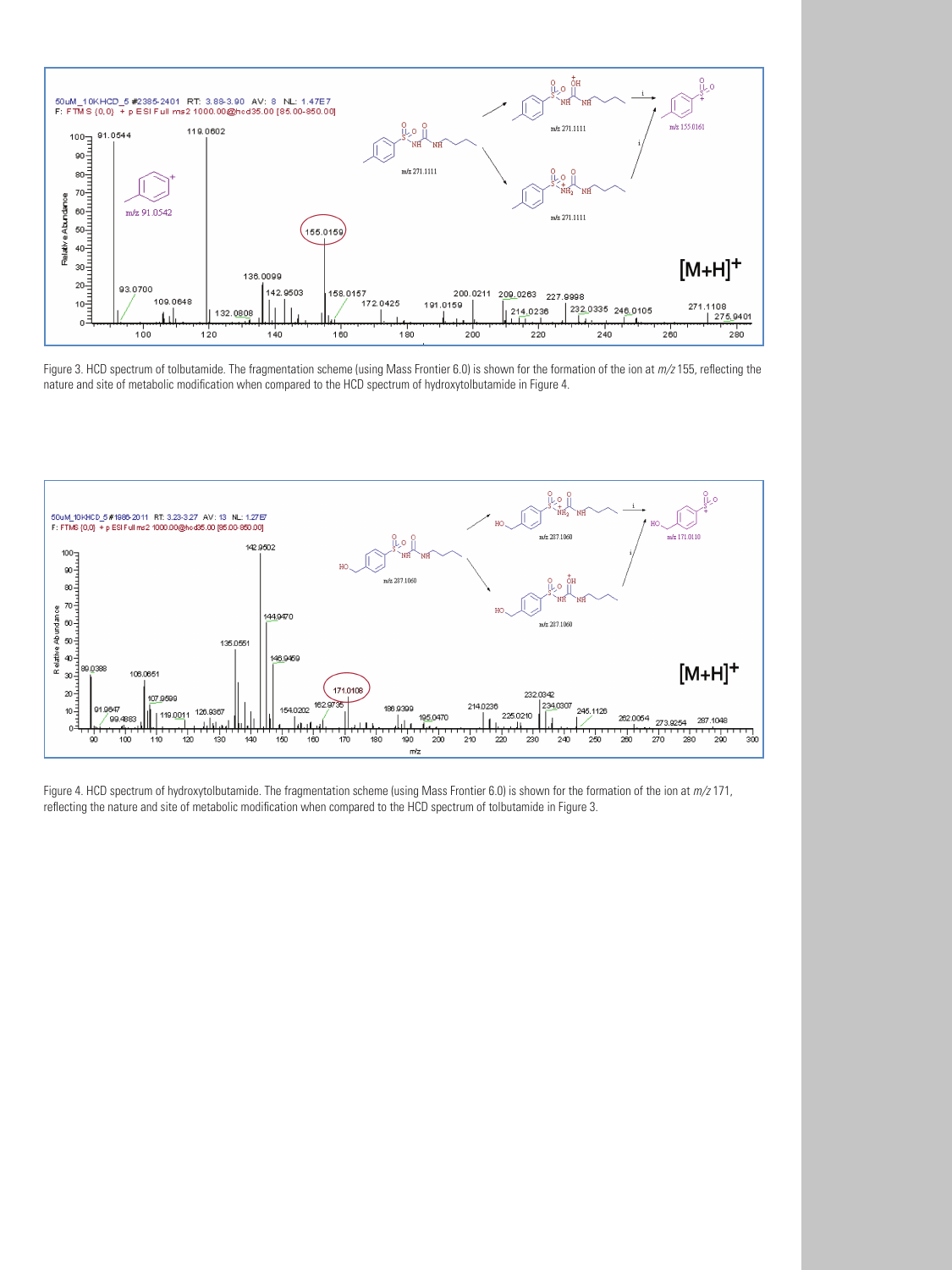Figure 3. HCD spectrum of tolbutamide. The fragmentation scheme (using Mass Frontier 6.0) is shown for the formation of the ion at *m/z* 155, reflecting the nature and site of metabolic modification when compared to the HCD spectrum of hydroxytolbutamide in Figure 4.

Figure 4. HCD spectrum of hydroxytolbutamide. The fragmentation scheme (using Mass Frontier 6.0) is shown for the formation of the ion at *m/z* 171, reflecting the nature and site of metabolic modification when compared to the HCD spectrum of tolbutamide in Figure 3.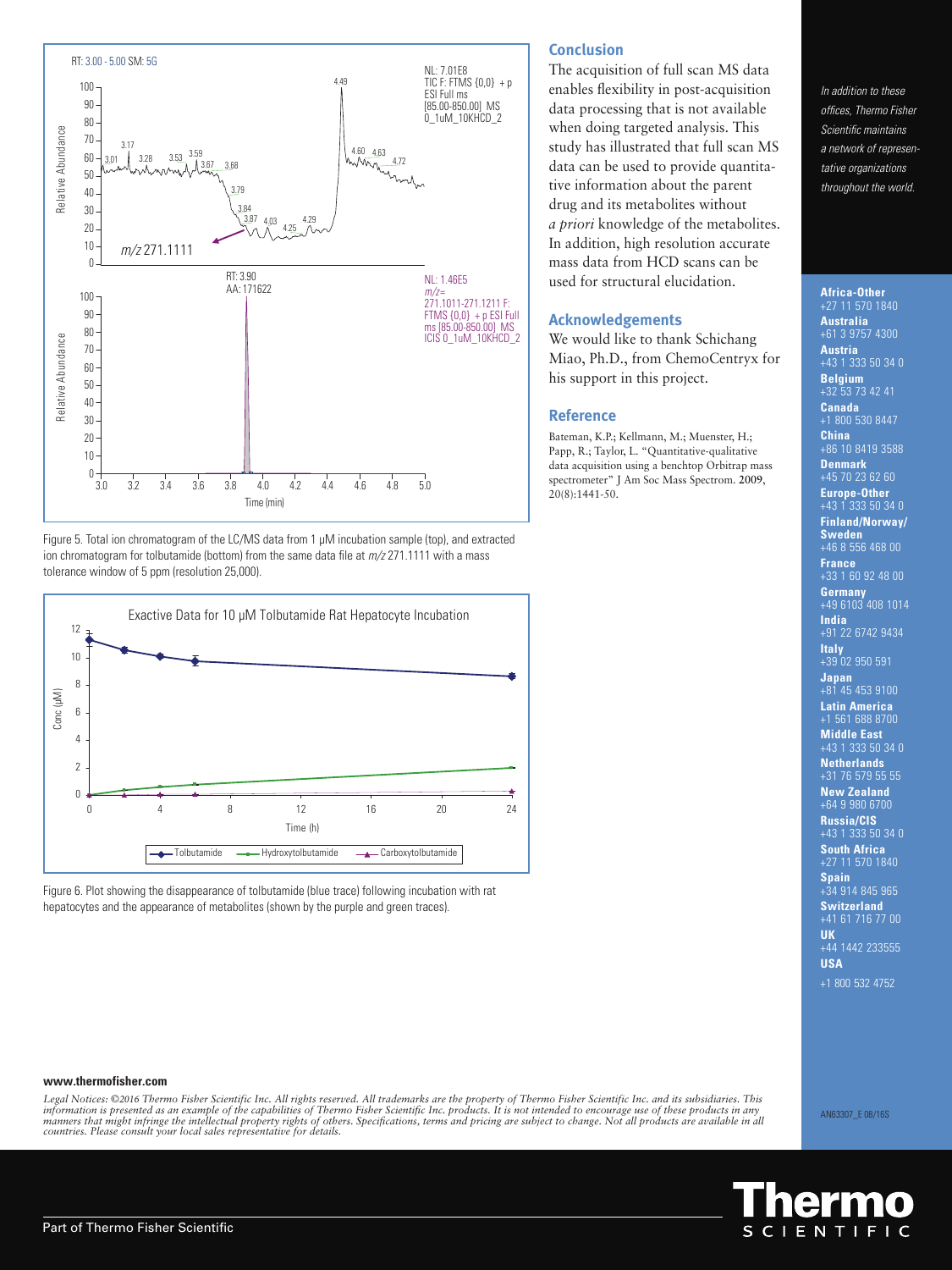RT: 3.00 - 5.00 SM: 5G

NL: 7.01E8
TIC F: FTMS {0,0} + p ESI Full ms [85.00-850.00] MS 0_1uM_10KHCD_2

Relative Abundance

100
90
80
70
60
50
40
30
20
10
0

4.49
3.17
3.01
3.28
3.53
3.59
3.67
3.68
3.79
3.84
3.87
4.03
4.25
4.29
4.60
4.63
4.72

*m/z* 271.1111

RT: 3.90
AA: 171622

NL: 1.46E5
*m/z*= 271.1011-271.1211 F: FTMS {0,0} + p ESI Full ms [85.00-850.00] MS ICIS 0_1uM_10KHCD_2

Relative Abundance

100
90
80
70
60
50
40
30
20
10
0

3.0
3.2
3.4
3.6
3.8
4.0
4.2
4.4
4.6
4.8
5.0

Time (min)

Figure 5. Total ion chromatogram of the LC/MS data from 1 μM incubation sample (top), and extracted ion chromatogram for tolbutamide (bottom) from the same data file at *m/z* 271.1111 with a mass tolerance window of 5 ppm (resolution 25,000).

Exactive Data for 10 μM Tolbutamide Rat Hepatocyte Incubation

Conc (μM)

12
10
8
6
4
2
0

0
4
8
12
16
20
24

Time (h)

Tolbutamide
Hydroxytolbutamide
Carboxytolbutamide

Figure 6. Plot showing the disappearance of tolbutamide (blue trace) following incubation with rat hepatocytes and the appearance of metabolites (shown by the purple and green traces).

## Conclusion

The acquisition of full scan MS data enables flexibility in post-acquisition data processing that is not available when doing targeted analysis. This study has illustrated that full scan MS data can be used to provide quantitative information about the parent drug and its metabolites without *a priori* knowledge of the metabolites. In addition, high resolution accurate mass data from HCD scans can be used for structural elucidation.

## Acknowledgements

We would like to thank Schichang Miao, Ph.D., from ChemoCentryx for his support in this project.

## Reference

Bateman, K.P.; Kellmann, M.; Muenster, H.; Papp, R.; Taylor, L. "Quantitative-qualitative data acquisition using a benchtop Orbitrap mass spectrometer" J Am Soc Mass Spectrom. 2009, 20(8):1441-50.

*In addition to these offices, Thermo Fisher Scientific maintains a network of representative organizations throughout the world.*

**Africa-Other** +27 11 570 1840
**Australia** +61 3 9757 4300
**Austria** +43 1 333 50 34 0
**Belgium** +32 53 73 42 41
**Canada** +1 800 530 8447
**China** +86 10 8419 3588
**Denmark** +45 70 23 62 60
**Europe-Other** +43 1 333 50 34 0
**Finland/Norway/Sweden** +46 8 556 468 00
**France** +33 1 60 92 48 00
**Germany** +49 6103 408 1014
**India** +91 22 6742 9434
**Italy** +39 02 950 591
**Japan** +81 45 453 9100
**Latin America** +1 561 688 8700
**Middle East** +43 1 333 50 34 0
**Netherlands** +31 76 579 55 55
**New Zealand** +64 9 980 6700
**Russia/CIS** +43 1 333 50 34 0
**South Africa** +27 11 570 1840
**Spain** +34 914 845 965
**Switzerland** +41 61 716 77 00
**UK** +44 1442 233555
**USA** +1 800 532 4752

**www.thermofisher.com**

*Legal Notices: ©2016 Thermo Fisher Scientific Inc. All rights reserved. All trademarks are the property of Thermo Fisher Scientific Inc. and its subsidiaries. This information is presented as an example of the capabilities of Thermo Fisher Scientific Inc. products. It is not intended to encourage use of these products in any manners that might infringe the intellectual property rights of others. Specifications, terms and pricing are subject to change. Not all products are available in all countries. Please consult your local sales representative for details.*

AN63307_E 08/16S

Thermo SCIENTIFIC

Part of Thermo Fisher Scientific